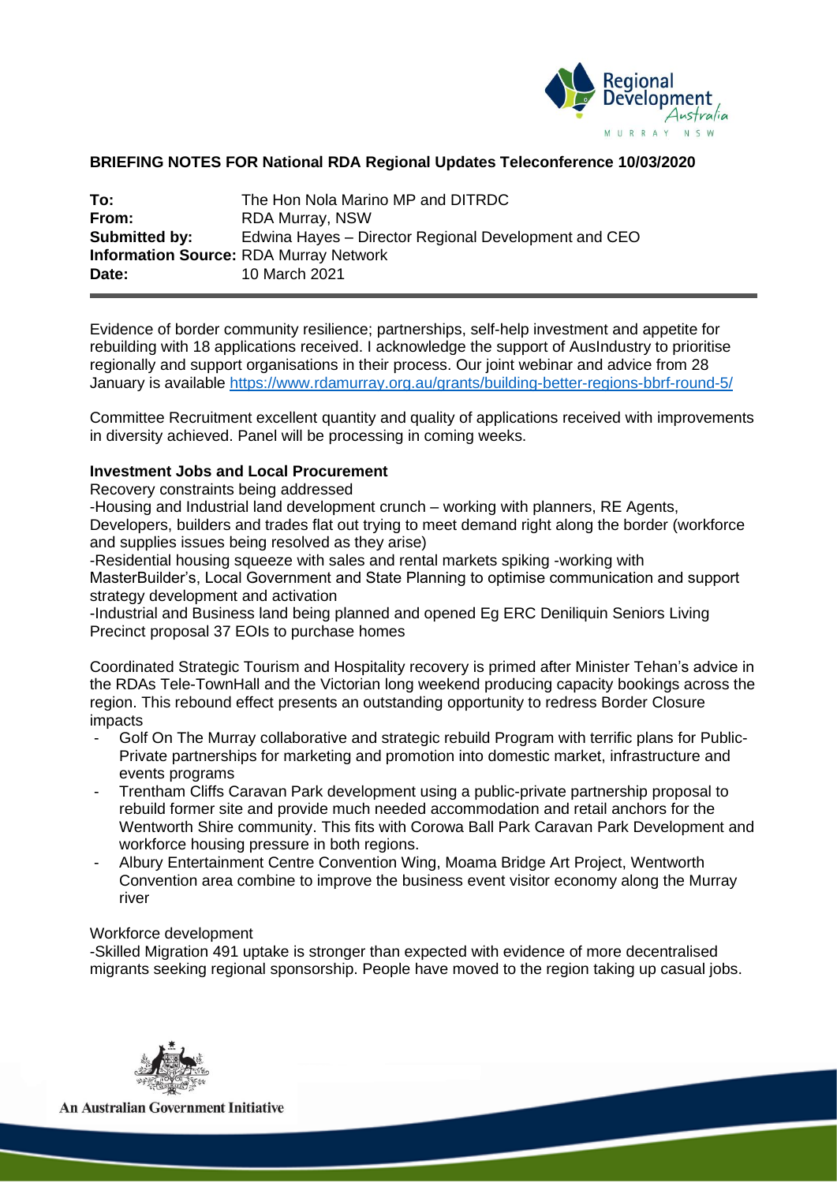**BRIEFING NOTES FOR National RDA Regional Updates Teleconference 10/03/2020**

**To:** The Hon Nola Marino MP and DITRDC
**From:** RDA Murray, NSW
**Submitted by:** Edwina Hayes – Director Regional Development and CEO
**Information Source:** RDA Murray Network
**Date:** 10 March 2021

---

Evidence of border community resilience; partnerships, self-help investment and appetite for rebuilding with 18 applications received. I acknowledge the support of AusIndustry to prioritise regionally and support organisations in their process. Our joint webinar and advice from 28 January is available https://www.rdamurray.org.au/grants/building-better-regions-bbrf-round-5/

Committee Recruitment excellent quantity and quality of applications received with improvements in diversity achieved. Panel will be processing in coming weeks.

**Investment Jobs and Local Procurement**

Recovery constraints being addressed

-Housing and Industrial land development crunch – working with planners, RE Agents, Developers, builders and trades flat out trying to meet demand right along the border (workforce and supplies issues being resolved as they arise)

-Residential housing squeeze with sales and rental markets spiking -working with MasterBuilder's, Local Government and State Planning to optimise communication and support strategy development and activation

-Industrial and Business land being planned and opened Eg ERC Deniliquin Seniors Living Precinct proposal 37 EOIs to purchase homes

Coordinated Strategic Tourism and Hospitality recovery is primed after Minister Tehan's advice in the RDAs Tele-TownHall and the Victorian long weekend producing capacity bookings across the region. This rebound effect presents an outstanding opportunity to redress Border Closure impacts

- Golf On The Murray collaborative and strategic rebuild Program with terrific plans for Public-Private partnerships for marketing and promotion into domestic market, infrastructure and events programs
- Trentham Cliffs Caravan Park development using a public-private partnership proposal to rebuild former site and provide much needed accommodation and retail anchors for the Wentworth Shire community. This fits with Corowa Ball Park Caravan Park Development and workforce housing pressure in both regions.
- Albury Entertainment Centre Convention Wing, Moama Bridge Art Project, Wentworth Convention area combine to improve the business event visitor economy along the Murray river

Workforce development

-Skilled Migration 491 uptake is stronger than expected with evidence of more decentralised migrants seeking regional sponsorship. People have moved to the region taking up casual jobs.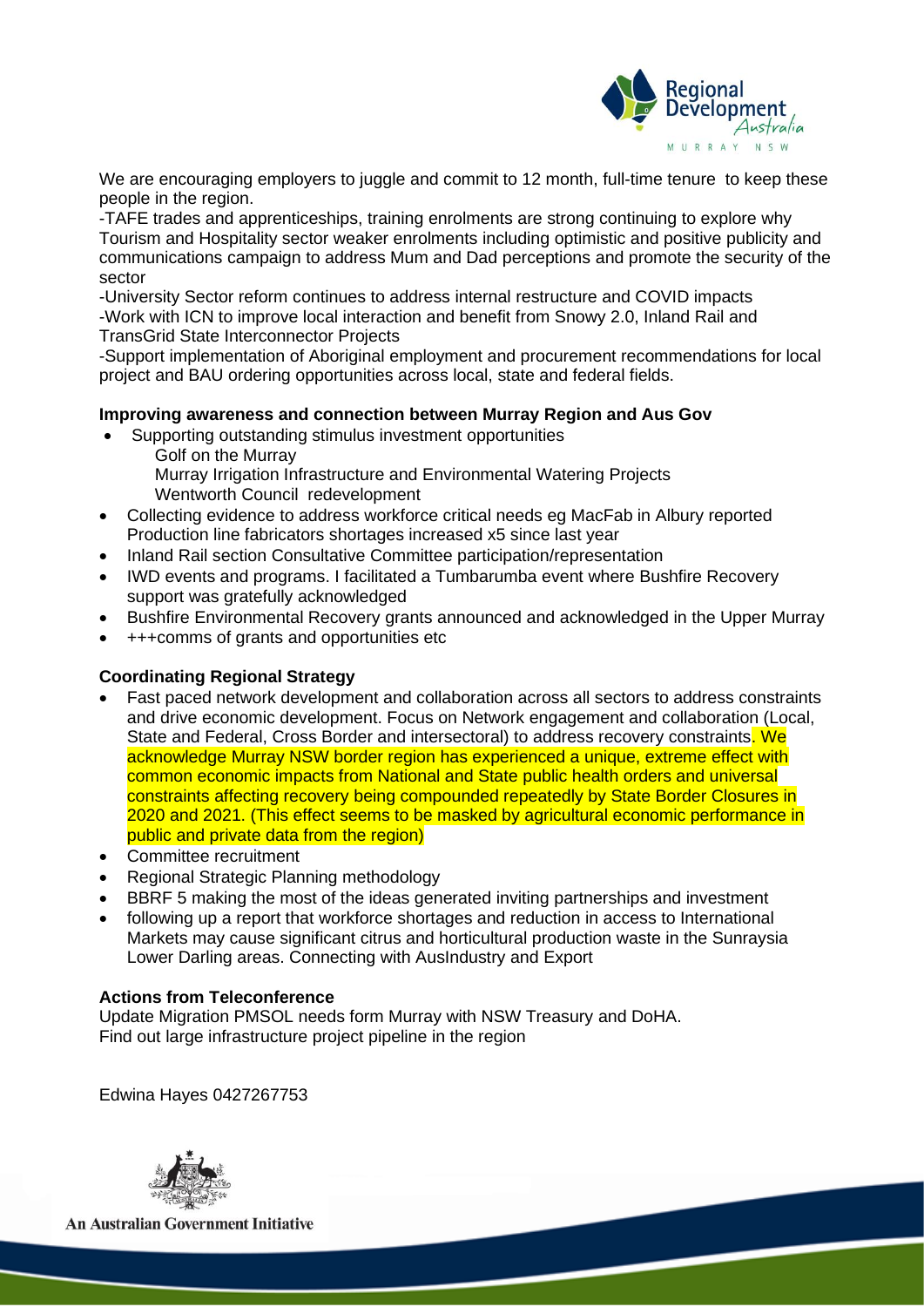We are encouraging employers to juggle and commit to 12 month, full-time tenure to keep these people in the region.

-TAFE trades and apprenticeships, training enrolments are strong continuing to explore why Tourism and Hospitality sector weaker enrolments including optimistic and positive publicity and communications campaign to address Mum and Dad perceptions and promote the security of the sector

-University Sector reform continues to address internal restructure and COVID impacts

-Work with ICN to improve local interaction and benefit from Snowy 2.0, Inland Rail and TransGrid State Interconnector Projects

-Support implementation of Aboriginal employment and procurement recommendations for local project and BAU ordering opportunities across local, state and federal fields.

**Improving awareness and connection between Murray Region and Aus Gov**

- Supporting outstanding stimulus investment opportunities
  Golf on the Murray
  Murray Irrigation Infrastructure and Environmental Watering Projects
  Wentworth Council redevelopment
- Collecting evidence to address workforce critical needs eg MacFab in Albury reported Production line fabricators shortages increased x5 since last year
- Inland Rail section Consultative Committee participation/representation
- IWD events and programs. I facilitated a Tumbarumba event where Bushfire Recovery support was gratefully acknowledged
- Bushfire Environmental Recovery grants announced and acknowledged in the Upper Murray
- +++comms of grants and opportunities etc

**Coordinating Regional Strategy**

- Fast paced network development and collaboration across all sectors to address constraints and drive economic development. Focus on Network engagement and collaboration (Local, State and Federal, Cross Border and intersectoral) to address recovery constraints. We acknowledge Murray NSW border region has experienced a unique, extreme effect with common economic impacts from National and State public health orders and universal constraints affecting recovery being compounded repeatedly by State Border Closures in 2020 and 2021. (This effect seems to be masked by agricultural economic performance in public and private data from the region)
- Committee recruitment
- Regional Strategic Planning methodology
- BBRF 5 making the most of the ideas generated inviting partnerships and investment
- following up a report that workforce shortages and reduction in access to International Markets may cause significant citrus and horticultural production waste in the Sunraysia Lower Darling areas. Connecting with AusIndustry and Export

**Actions from Teleconference**

Update Migration PMSOL needs form Murray with NSW Treasury and DoHA.
Find out large infrastructure project pipeline in the region

Edwina Hayes 0427267753